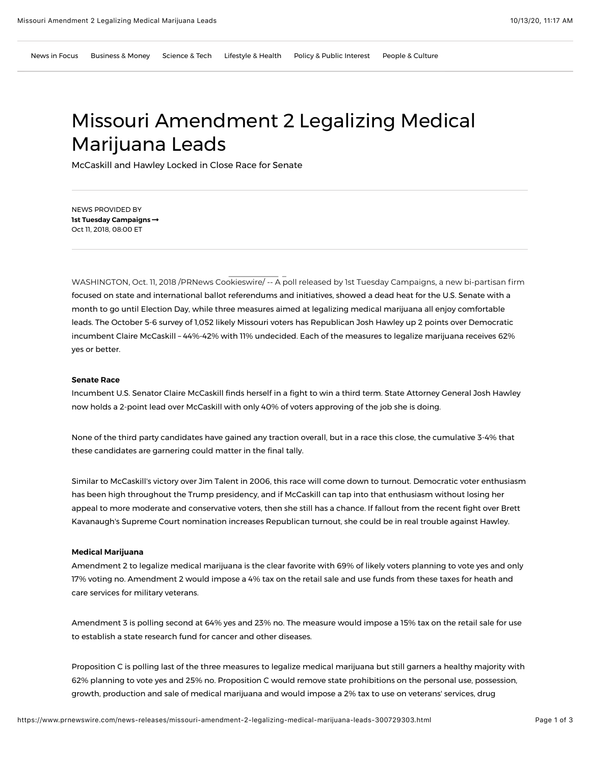News in Focus | Business & Money | Science & Tech | Lifestyle & Health | Policy & Public Interest | People & Culture

# Missouri Amendment 2 Legalizing Medical Marijuana Leads

McCaskill and Hawley Locked in Close Race for Senate

NEWS PROVIDED BY
**1st Tuesday Campaigns →**
Oct 11, 2018, 08:00 ET

WASHINGTON, Oct. 11, 2018 /PRNewswire/ -- A poll released by 1st Tuesday Campaigns, a new bi-partisan firm focused on state and international ballot referendums and initiatives, showed a dead heat for the U.S. Senate with a month to go until Election Day, while three measures aimed at legalizing medical marijuana all enjoy comfortable leads. The October 5-6 survey of 1,052 likely Missouri voters has Republican Josh Hawley up 2 points over Democratic incumbent Claire McCaskill – 44%-42% with 11% undecided. Each of the measures to legalize marijuana receives 62% yes or better.

**Senate Race**

Incumbent U.S. Senator Claire McCaskill finds herself in a fight to win a third term. State Attorney General Josh Hawley now holds a 2-point lead over McCaskill with only 40% of voters approving of the job she is doing.

None of the third party candidates have gained any traction overall, but in a race this close, the cumulative 3-4% that these candidates are garnering could matter in the final tally.

Similar to McCaskill's victory over Jim Talent in 2006, this race will come down to turnout. Democratic voter enthusiasm has been high throughout the Trump presidency, and if McCaskill can tap into that enthusiasm without losing her appeal to more moderate and conservative voters, then she still has a chance. If fallout from the recent fight over Brett Kavanaugh's Supreme Court nomination increases Republican turnout, she could be in real trouble against Hawley.

**Medical Marijuana**

Amendment 2 to legalize medical marijuana is the clear favorite with 69% of likely voters planning to vote yes and only 17% voting no. Amendment 2 would impose a 4% tax on the retail sale and use funds from these taxes for heath and care services for military veterans.

Amendment 3 is polling second at 64% yes and 23% no. The measure would impose a 15% tax on the retail sale for use to establish a state research fund for cancer and other diseases.

Proposition C is polling last of the three measures to legalize medical marijuana but still garners a healthy majority with 62% planning to vote yes and 25% no. Proposition C would remove state prohibitions on the personal use, possession, growth, production and sale of medical marijuana and would impose a 2% tax to use on veterans' services, drug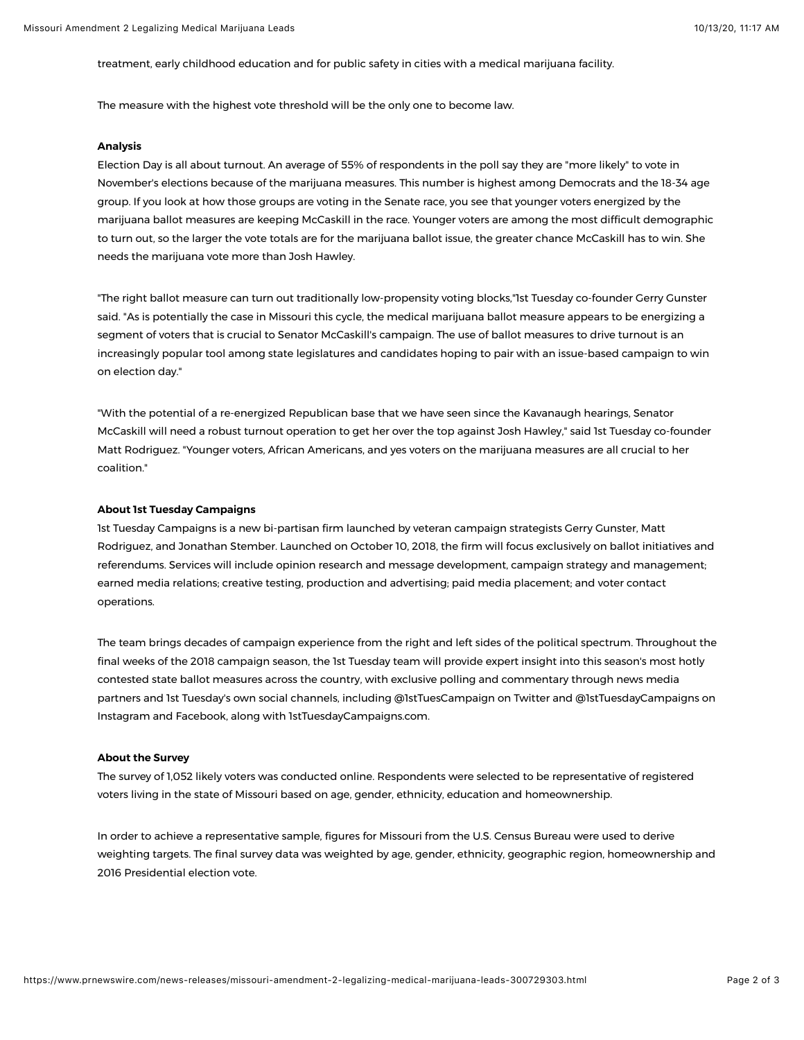treatment, early childhood education and for public safety in cities with a medical marijuana facility.

The measure with the highest vote threshold will be the only one to become law.

**Analysis**

Election Day is all about turnout. An average of 55% of respondents in the poll say they are "more likely" to vote in November's elections because of the marijuana measures. This number is highest among Democrats and the 18-34 age group. If you look at how those groups are voting in the Senate race, you see that younger voters energized by the marijuana ballot measures are keeping McCaskill in the race. Younger voters are among the most difficult demographic to turn out, so the larger the vote totals are for the marijuana ballot issue, the greater chance McCaskill has to win. She needs the marijuana vote more than Josh Hawley.

"The right ballot measure can turn out traditionally low-propensity voting blocks,"1st Tuesday co-founder Gerry Gunster said. "As is potentially the case in Missouri this cycle, the medical marijuana ballot measure appears to be energizing a segment of voters that is crucial to Senator McCaskill's campaign. The use of ballot measures to drive turnout is an increasingly popular tool among state legislatures and candidates hoping to pair with an issue-based campaign to win on election day."

"With the potential of a re-energized Republican base that we have seen since the Kavanaugh hearings, Senator McCaskill will need a robust turnout operation to get her over the top against Josh Hawley," said 1st Tuesday co-founder Matt Rodriguez. "Younger voters, African Americans, and yes voters on the marijuana measures are all crucial to her coalition."

**About 1st Tuesday Campaigns**

1st Tuesday Campaigns is a new bi-partisan firm launched by veteran campaign strategists Gerry Gunster, Matt Rodriguez, and Jonathan Stember. Launched on October 10, 2018, the firm will focus exclusively on ballot initiatives and referendums. Services will include opinion research and message development, campaign strategy and management; earned media relations; creative testing, production and advertising; paid media placement; and voter contact operations.

The team brings decades of campaign experience from the right and left sides of the political spectrum. Throughout the final weeks of the 2018 campaign season, the 1st Tuesday team will provide expert insight into this season's most hotly contested state ballot measures across the country, with exclusive polling and commentary through news media partners and 1st Tuesday's own social channels, including @1stTuesCampaign on Twitter and @1stTuesdayCampaigns on Instagram and Facebook, along with 1stTuesdayCampaigns.com.

**About the Survey**

The survey of 1,052 likely voters was conducted online. Respondents were selected to be representative of registered voters living in the state of Missouri based on age, gender, ethnicity, education and homeownership.

In order to achieve a representative sample, figures for Missouri from the U.S. Census Bureau were used to derive weighting targets. The final survey data was weighted by age, gender, ethnicity, geographic region, homeownership and 2016 Presidential election vote.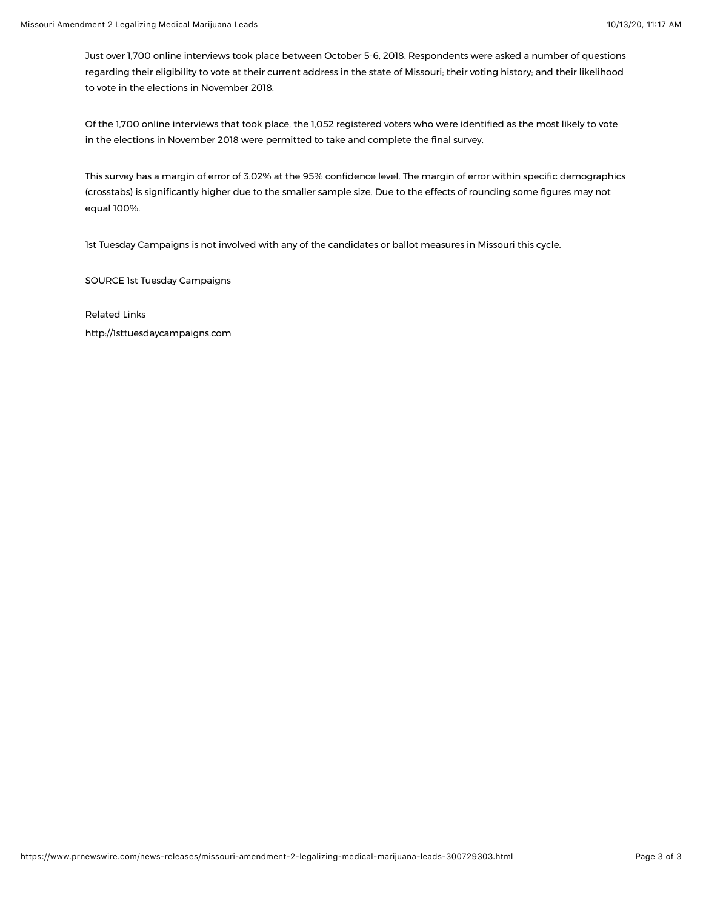Just over 1,700 online interviews took place between October 5-6, 2018. Respondents were asked a number of questions regarding their eligibility to vote at their current address in the state of Missouri; their voting history; and their likelihood to vote in the elections in November 2018.

Of the 1,700 online interviews that took place, the 1,052 registered voters who were identified as the most likely to vote in the elections in November 2018 were permitted to take and complete the final survey.

This survey has a margin of error of 3.02% at the 95% confidence level. The margin of error within specific demographics (crosstabs) is significantly higher due to the smaller sample size. Due to the effects of rounding some figures may not equal 100%.

1st Tuesday Campaigns is not involved with any of the candidates or ballot measures in Missouri this cycle.

SOURCE 1st Tuesday Campaigns

Related Links

http://1sttuesdaycampaigns.com